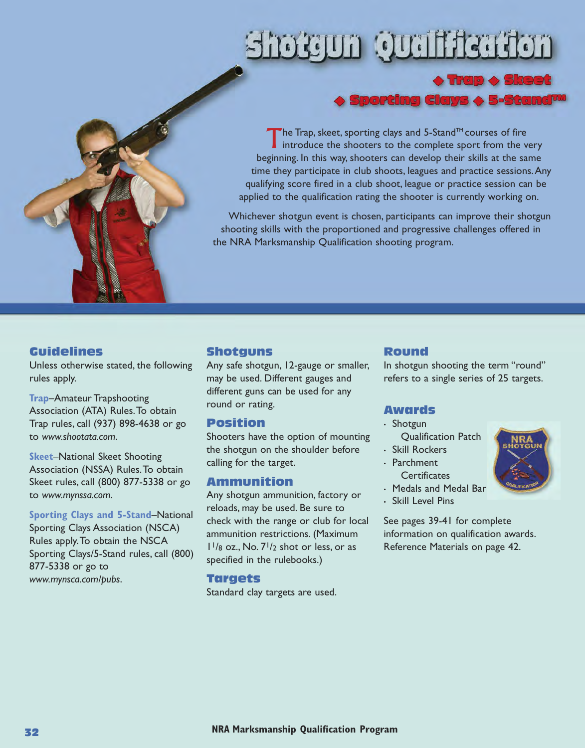# Shotgun Qualification

## ◆ Trap ◆ Skeet ◆ Sporting Clays ◆ 5-Stand™

The Trap, skeet, sporting clays and 5-Stand™ courses of fire introduce the shooters to the complete sport from the very beginning. In this way, shooters can develop their skills at the same time they participate in club shoots, leagues and practice sessions. Any qualifying score fired in a club shoot, league or practice session can be applied to the qualification rating the shooter is currently working on.

Whichever shotgun event is chosen, participants can improve their shotgun shooting skills with the proportioned and progressive challenges offered in the NRA Marksmanship Qualification shooting program.

### Guidelines

Unless otherwise stated, the following rules apply.

**Trap**–Amateur Trapshooting Association (ATA) Rules. To obtain Trap rules, call (937) 898-4638 or go to *www.shootata.com*.

**Skeet**–National Skeet Shooting Association (NSSA) Rules. To obtain Skeet rules, call (800) 877-5338 or go to *www.mynssa.com*.

**Sporting Clays and 5-Stand**–National Sporting Clays Association (NSCA) Rules apply. To obtain the NSCA Sporting Clays/5-Stand rules, call (800) 877-5338 or go to *www.mynsca.com/pubs*.

### Shotguns

Any safe shotgun, 12-gauge or smaller, may be used. Different gauges and different guns can be used for any round or rating.

### Position

Shooters have the option of mounting the shotgun on the shoulder before calling for the target.

### Ammunition

Any shotgun ammunition, factory or reloads, may be used. Be sure to check with the range or club for local ammunition restrictions. (Maximum 1 1/8 oz., No. 7 1/2 shot or less, or as specified in the rulebooks.)

### Targets

Standard clay targets are used.

### Round

In shotgun shooting the term "round" refers to a single series of 25 targets.

### Awards

- Shotgun Qualification Patch
- Skill Rockers
- Parchment Certificates
- Medals and Medal Bar
- Skill Level Pins

See pages 39-41 for complete information on qualification awards. Reference Materials on page 42.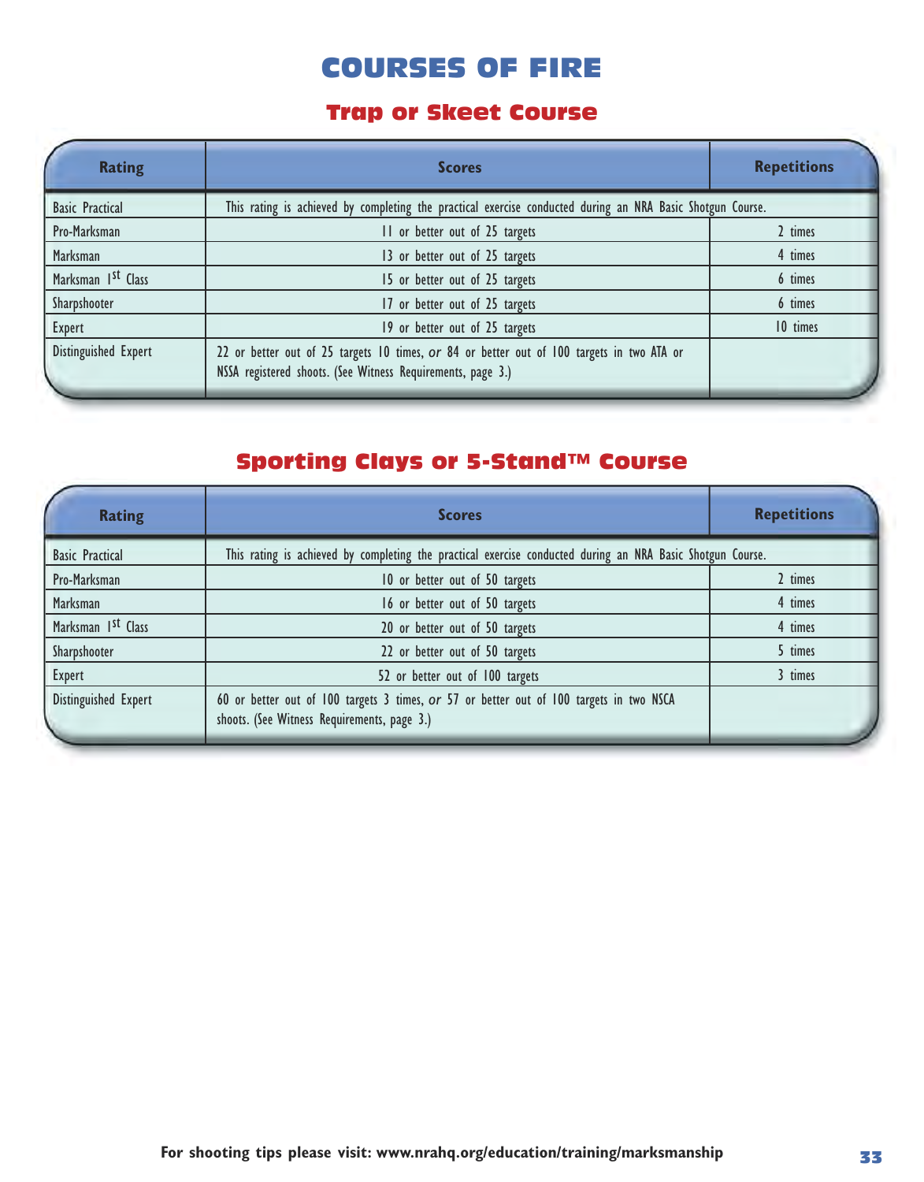# COURSES OF FIRE

## Trap or Skeet Course

| Rating | Scores | Repetitions |
| --- | --- | --- |
| Basic Practical | This rating is achieved by completing the practical exercise conducted during an NRA Basic Shotgun Course. | |
| Pro-Marksman | 11 or better out of 25 targets | 2 times |
| Marksman | 13 or better out of 25 targets | 4 times |
| Marksman 1st Class | 15 or better out of 25 targets | 6 times |
| Sharpshooter | 17 or better out of 25 targets | 6 times |
| Expert | 19 or better out of 25 targets | 10 times |
| Distinguished Expert | 22 or better out of 25 targets 10 times, *or* 84 or better out of 100 targets in two ATA or NSSA registered shoots. (See Witness Requirements, page 3.) | |

## Sporting Clays or 5-Stand™ Course

| Rating | Scores | Repetitions |
| --- | --- | --- |
| Basic Practical | This rating is achieved by completing the practical exercise conducted during an NRA Basic Shotgun Course. | |
| Pro-Marksman | 10 or better out of 50 targets | 2 times |
| Marksman | 16 or better out of 50 targets | 4 times |
| Marksman 1st Class | 20 or better out of 50 targets | 4 times |
| Sharpshooter | 22 or better out of 50 targets | 5 times |
| Expert | 52 or better out of 100 targets | 3 times |
| Distinguished Expert | 60 or better out of 100 targets 3 times, *or* 57 or better out of 100 targets in two NSCA shoots. (See Witness Requirements, page 3.) | |

**For shooting tips please visit: www.nrahq.org/education/training/marksmanship**